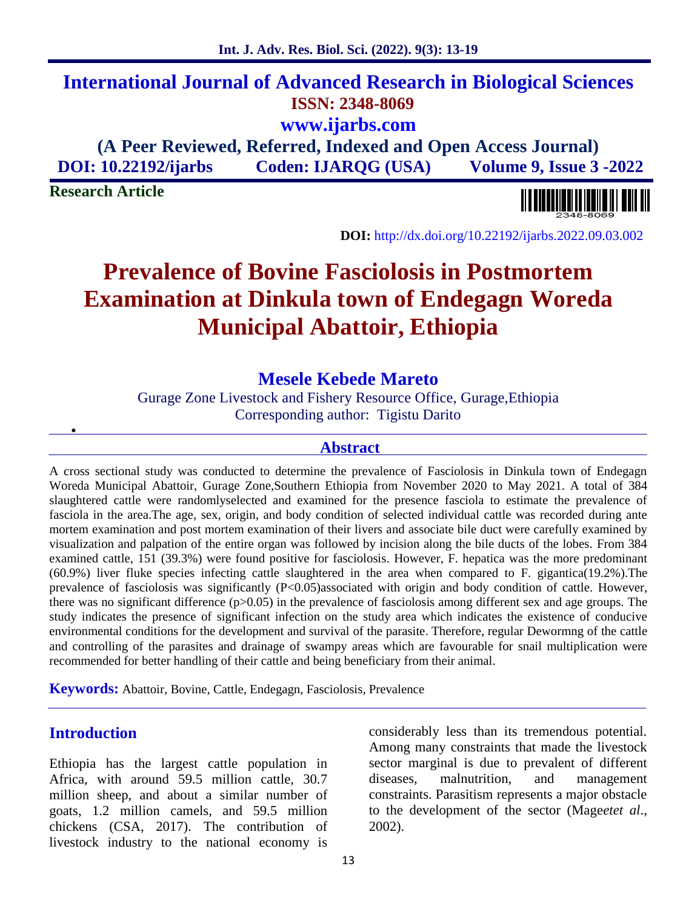# International Journal of Advanced Research in Biological Sciences

**ISSN: 2348-8069**

**www.ijarbs.com**

**(A Peer Reviewed, Referred, Indexed and Open Access Journal)**

**DOI: 10.22192/ijarbs Coden: IJARQG (USA) Volume 9, Issue 3 -2022**

**Research Article**

**DOI:** http://dx.doi.org/10.22192/ijarbs.2022.09.03.002

# Prevalence of Bovine Fasciolosis in Postmortem Examination at Dinkula town of Endegagn Woreda Municipal Abattoir, Ethiopia

**Mesele Kebede Mareto**

Gurage Zone Livestock and Fishery Resource Office, Gurage,Ethiopia

Corresponding author: Tigistu Darito

## Abstract

A cross sectional study was conducted to determine the prevalence of Fasciolosis in Dinkula town of Endegagn Woreda Municipal Abattoir, Gurage Zone,Southern Ethiopia from November 2020 to May 2021. A total of 384 slaughtered cattle were randomlyselected and examined for the presence fasciola to estimate the prevalence of fasciola in the area.The age, sex, origin, and body condition of selected individual cattle was recorded during ante mortem examination and post mortem examination of their livers and associate bile duct were carefully examined by visualization and palpation of the entire organ was followed by incision along the bile ducts of the lobes. From 384 examined cattle, 151 (39.3%) were found positive for fasciolosis. However, F. hepatica was the more predominant (60.9%) liver fluke species infecting cattle slaughtered in the area when compared to F. gigantica(19.2%).The prevalence of fasciolosis was significantly (P<0.05)associated with origin and body condition of cattle. However, there was no significant difference (p>0.05) in the prevalence of fasciolosis among different sex and age groups. The study indicates the presence of significant infection on the study area which indicates the existence of conducive environmental conditions for the development and survival of the parasite. Therefore, regular Dewormng of the cattle and controlling of the parasites and drainage of swampy areas which are favourable for snail multiplication were recommended for better handling of their cattle and being beneficiary from their animal.

**Keywords:** Abattoir, Bovine, Cattle, Endegagn, Fasciolosis, Prevalence

## Introduction

Ethiopia has the largest cattle population in Africa, with around 59.5 million cattle, 30.7 million sheep, and about a similar number of goats, 1.2 million camels, and 59.5 million chickens (CSA, 2017). The contribution of livestock industry to the national economy is considerably less than its tremendous potential. Among many constraints that made the livestock sector marginal is due to prevalent of different diseases, malnutrition, and management constraints. Parasitism represents a major obstacle to the development of the sector (Mage*etet al*., 2002).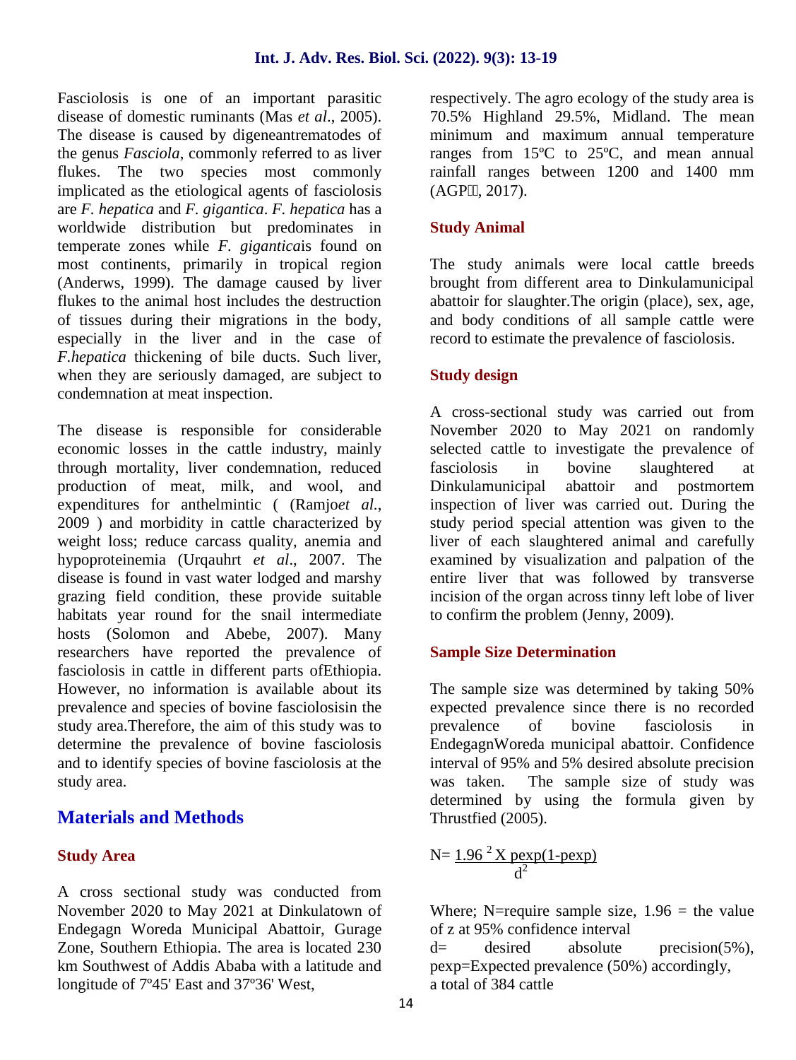Fasciolosis is one of an important parasitic disease of domestic ruminants (Mas *et al*., 2005). The disease is caused by digeneantrematodes of the genus *Fasciola*, commonly referred to as liver flukes. The two species most commonly implicated as the etiological agents of fasciolosis are *F. hepatica* and *F. gigantica*. *F. hepatica* has a worldwide distribution but predominates in temperate zones while *F. gigantica*is found on most continents, primarily in tropical region (Anderws, 1999). The damage caused by liver flukes to the animal host includes the destruction of tissues during their migrations in the body, especially in the liver and in the case of *F.hepatica* thickening of bile ducts. Such liver, when they are seriously damaged, are subject to condemnation at meat inspection.

The disease is responsible for considerable economic losses in the cattle industry, mainly through mortality, liver condemnation, reduced production of meat, milk, and wool, and expenditures for anthelmintic ( (Ramjo*et al*., 2009 ) and morbidity in cattle characterized by weight loss; reduce carcass quality, anemia and hypoproteinemia (Urqauhrt *et al*., 2007. The disease is found in vast water lodged and marshy grazing field condition, these provide suitable habitats year round for the snail intermediate hosts (Solomon and Abebe, 2007). Many researchers have reported the prevalence of fasciolosis in cattle in different parts ofEthiopia. However, no information is available about its prevalence and species of bovine fasciolosisin the study area.Therefore, the aim of this study was to determine the prevalence of bovine fasciolosis and to identify species of bovine fasciolosis at the study area.

## Materials and Methods

### Study Area

A cross sectional study was conducted from November 2020 to May 2021 at Dinkulatown of Endegagn Woreda Municipal Abattoir, Gurage Zone, Southern Ethiopia. The area is located 230 km Southwest of Addis Ababa with a latitude and longitude of 7º45' East and 37º36' West, respectively. The agro ecology of the study area is 70.5% Highland 29.5%, Midland. The mean minimum and maximum annual temperature ranges from 15ºC to 25ºC, and mean annual rainfall ranges between 1200 and 1400 mm (AGP, 2017).

### Study Animal

The study animals were local cattle breeds brought from different area to Dinkulamunicipal abattoir for slaughter.The origin (place), sex, age, and body conditions of all sample cattle were record to estimate the prevalence of fasciolosis.

### Study design

A cross-sectional study was carried out from November 2020 to May 2021 on randomly selected cattle to investigate the prevalence of fasciolosis in bovine slaughtered at Dinkulamunicipal abattoir and postmortem inspection of liver was carried out. During the study period special attention was given to the liver of each slaughtered animal and carefully examined by visualization and palpation of the entire liver that was followed by transverse incision of the organ across tinny left lobe of liver to confirm the problem (Jenny, 2009).

### Sample Size Determination

The sample size was determined by taking 50% expected prevalence since there is no recorded prevalence of bovine fasciolosis in EndegagnWoreda municipal abattoir. Confidence interval of 95% and 5% desired absolute precision was taken. The sample size of study was determined by using the formula given by Thrustfied (2005).

$$N = \frac{1.96^2 \times pexp(1-pexp)}{d^2}$$

Where; N=require sample size, 1.96 = the value of z at 95% confidence interval
d= desired absolute precision(5%),
pexp=Expected prevalence (50%) accordingly,
a total of 384 cattle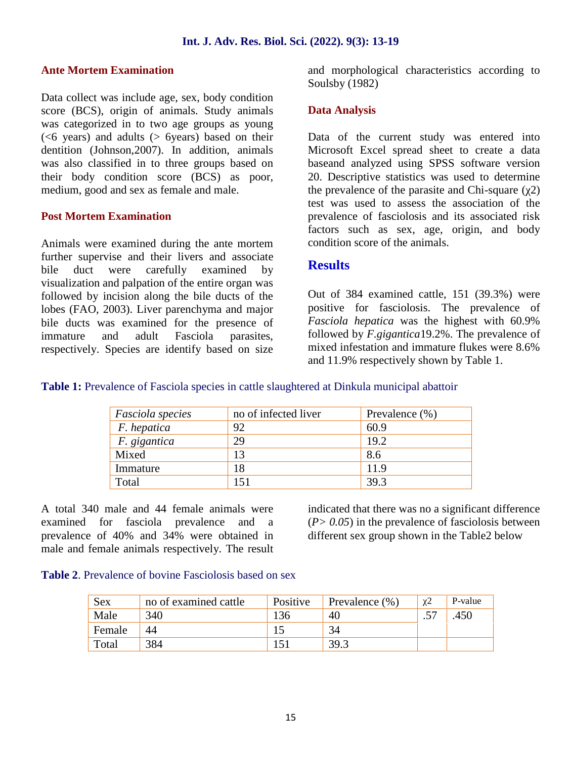### Ante Mortem Examination

Data collect was include age, sex, body condition score (BCS), origin of animals. Study animals was categorized in to two age groups as young (<6 years) and adults (> 6years) based on their dentition (Johnson,2007). In addition, animals was also classified in to three groups based on their body condition score (BCS) as poor, medium, good and sex as female and male.

### Post Mortem Examination

Animals were examined during the ante mortem further supervise and their livers and associate bile duct were carefully examined by visualization and palpation of the entire organ was followed by incision along the bile ducts of the lobes (FAO, 2003). Liver parenchyma and major bile ducts was examined for the presence of immature and adult Fasciola parasites, respectively. Species are identify based on size and morphological characteristics according to Soulsby (1982)

### Data Analysis

Data of the current study was entered into Microsoft Excel spread sheet to create a data baseand analyzed using SPSS software version 20. Descriptive statistics was used to determine the prevalence of the parasite and Chi-square ($\chi 2$) test was used to assess the association of the prevalence of fasciolosis and its associated risk factors such as sex, age, origin, and body condition score of the animals.

## Results

Out of 384 examined cattle, 151 (39.3%) were positive for fasciolosis. The prevalence of *Fasciola hepatica* was the highest with 60.9% followed by *F.gigantica*19.2%. The prevalence of mixed infestation and immature flukes were 8.6% and 11.9% respectively shown by Table 1.

**Table 1:** Prevalence of Fasciola species in cattle slaughtered at Dinkula municipal abattoir

| *Fasciola species* | no of infected liver | Prevalence (%) |
|---|---|---|
| *F. hepatica* | 92 | 60.9 |
| *F. gigantica* | 29 | 19.2 |
| Mixed | 13 | 8.6 |
| Immature | 18 | 11.9 |
| Total | 151 | 39.3 |

A total 340 male and 44 female animals were examined for fasciola prevalence and a prevalence of 40% and 34% were obtained in male and female animals respectively. The result indicated that there was no a significant difference (*P> 0.05*) in the prevalence of fasciolosis between different sex group shown in the Table2 below

**Table 2**. Prevalence of bovine Fasciolosis based on sex

| Sex | no of examined cattle | Positive | Prevalence (%) | $\chi 2$ | P-value |
|---|---|---|---|---|---|
| Male | 340 | 136 | 40 | .57 | .450 |
| Female | 44 | 15 | 34 | | |
| Total | 384 | 151 | 39.3 | | |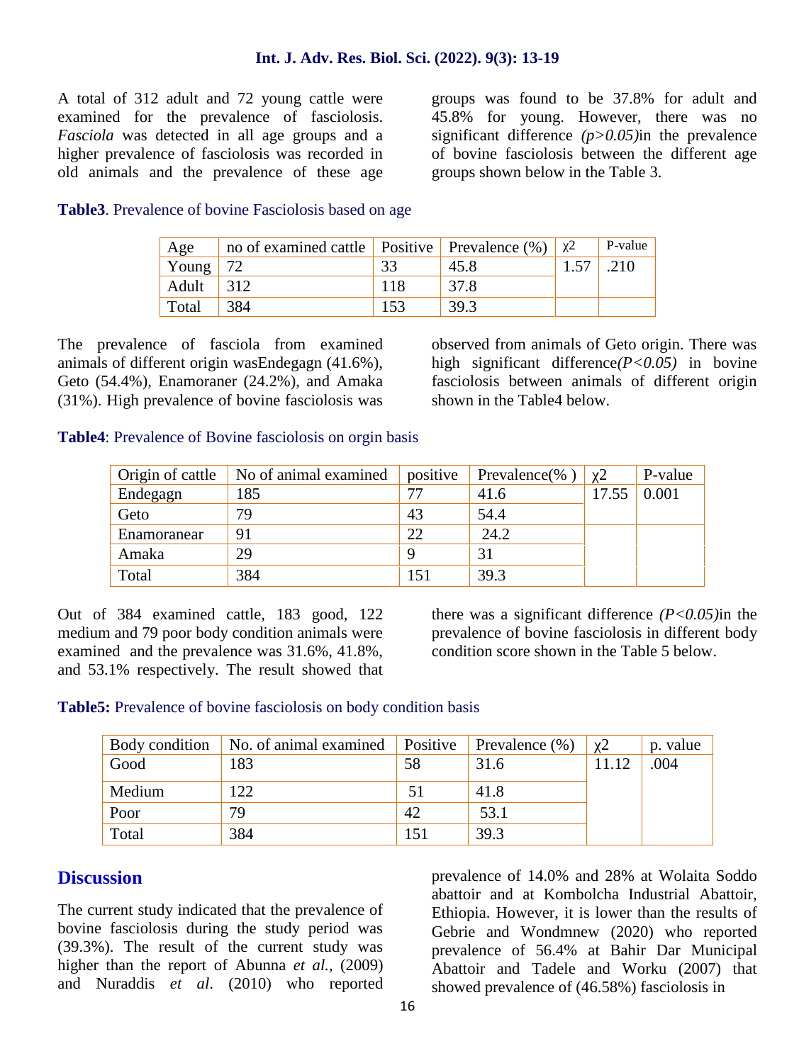A total of 312 adult and 72 young cattle were examined for the prevalence of fasciolosis. *Fasciola* was detected in all age groups and a higher prevalence of fasciolosis was recorded in old animals and the prevalence of these age groups was found to be 37.8% for adult and 45.8% for young. However, there was no significant difference *(p>0.05)*in the prevalence of bovine fasciolosis between the different age groups shown below in the Table 3.

**Table3**. Prevalence of bovine Fasciolosis based on age

| Age | no of examined cattle | Positive | Prevalence (%) | χ2 | P-value |
|---|---|---|---|---|---|
| Young | 72 | 33 | 45.8 | 1.57 | .210 |
| Adult | 312 | 118 | 37.8 | | |
| Total | 384 | 153 | 39.3 | | |

The prevalence of fasciola from examined animals of different origin wasEndegagn (41.6%), Geto (54.4%), Enamoraner (24.2%), and Amaka (31%). High prevalence of bovine fasciolosis was observed from animals of Geto origin. There was high significant difference*(P<0.05)* in bovine fasciolosis between animals of different origin shown in the Table4 below.

**Table4**: Prevalence of Bovine fasciolosis on orgin basis

| Origin of cattle | No of animal examined | positive | Prevalence(% ) | χ2 | P-value |
|---|---|---|---|---|---|
| Endegagn | 185 | 77 | 41.6 | 17.55 | 0.001 |
| Geto | 79 | 43 | 54.4 | | |
| Enamoranear | 91 | 22 | 24.2 | | |
| Amaka | 29 | 9 | 31 | | |
| Total | 384 | 151 | 39.3 | | |

Out of 384 examined cattle, 183 good, 122 medium and 79 poor body condition animals were examined and the prevalence was 31.6%, 41.8%, and 53.1% respectively. The result showed that there was a significant difference *(P<0.05)*in the prevalence of bovine fasciolosis in different body condition score shown in the Table 5 below.

**Table5:** Prevalence of bovine fasciolosis on body condition basis

| Body condition | No. of animal examined | Positive | Prevalence (%) | χ2 | p. value |
|---|---|---|---|---|---|
| Good | 183 | 58 | 31.6 | 11.12 | .004 |
| Medium | 122 | 51 | 41.8 | | |
| Poor | 79 | 42 | 53.1 | | |
| Total | 384 | 151 | 39.3 | | |

## Discussion

The current study indicated that the prevalence of bovine fasciolosis during the study period was (39.3%). The result of the current study was higher than the report of Abunna *et al.*, (2009) and Nuraddis *et al.* (2010) who reported prevalence of 14.0% and 28% at Wolaita Soddo abattoir and at Kombolcha Industrial Abattoir, Ethiopia. However, it is lower than the results of Gebrie and Wondmnew (2020) who reported prevalence of 56.4% at Bahir Dar Municipal Abattoir and Tadele and Worku (2007) that showed prevalence of (46.58%) fasciolosis in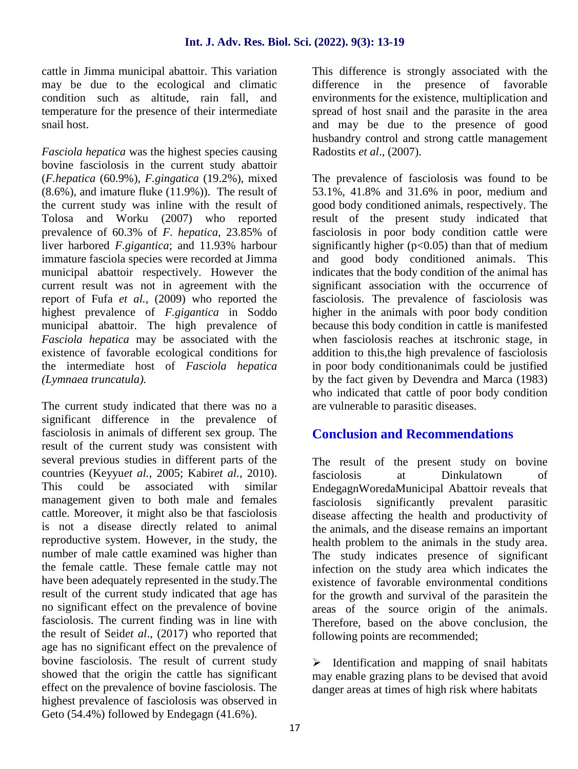cattle in Jimma municipal abattoir. This variation may be due to the ecological and climatic condition such as altitude, rain fall, and temperature for the presence of their intermediate snail host.

*Fasciola hepatica* was the highest species causing bovine fasciolosis in the current study abattoir (*F.hepatica* (60.9%), *F.gingatica* (19.2%), mixed (8.6%), and imature fluke (11.9%)). The result of the current study was inline with the result of Tolosa and Worku (2007) who reported prevalence of 60.3% of *F. hepatica*, 23.85% of liver harbored *F.gigantica*; and 11.93% harbour immature fasciola species were recorded at Jimma municipal abattoir respectively. However the current result was not in agreement with the report of Fufa *et al.*, (2009) who reported the highest prevalence of *F.gigantica* in Soddo municipal abattoir. The high prevalence of *Fasciola hepatica* may be associated with the existence of favorable ecological conditions for the intermediate host of *Fasciola hepatica (Lymnaea truncatula).*

The current study indicated that there was no a significant difference in the prevalence of fasciolosis in animals of different sex group. The result of the current study was consistent with several previous studies in different parts of the countries (Keyyu*et al.*, 2005; Kabir*et al.*, 2010). This could be associated with similar management given to both male and females cattle. Moreover, it might also be that fasciolosis is not a disease directly related to animal reproductive system. However, in the study, the number of male cattle examined was higher than the female cattle. These female cattle may not have been adequately represented in the study.The result of the current study indicated that age has no significant effect on the prevalence of bovine fasciolosis. The current finding was in line with the result of Seid*et al*., (2017) who reported that age has no significant effect on the prevalence of bovine fasciolosis. The result of current study showed that the origin the cattle has significant effect on the prevalence of bovine fasciolosis. The highest prevalence of fasciolosis was observed in Geto (54.4%) followed by Endegagn (41.6%).

This difference is strongly associated with the difference in the presence of favorable environments for the existence, multiplication and spread of host snail and the parasite in the area and may be due to the presence of good husbandry control and strong cattle management Radostits *et al*., (2007).

The prevalence of fasciolosis was found to be 53.1%, 41.8% and 31.6% in poor, medium and good body conditioned animals, respectively. The result of the present study indicated that fasciolosis in poor body condition cattle were significantly higher ($p<0.05$) than that of medium and good body conditioned animals. This indicates that the body condition of the animal has significant association with the occurrence of fasciolosis. The prevalence of fasciolosis was higher in the animals with poor body condition because this body condition in cattle is manifested when fasciolosis reaches at itschronic stage, in addition to this,the high prevalence of fasciolosis in poor body conditionanimals could be justified by the fact given by Devendra and Marca (1983) who indicated that cattle of poor body condition are vulnerable to parasitic diseases.

## Conclusion and Recommendations

The result of the present study on bovine fasciolosis at Dinkulatown of EndegagnWoredaMunicipal Abattoir reveals that fasciolosis significantly prevalent parasitic disease affecting the health and productivity of the animals, and the disease remains an important health problem to the animals in the study area. The study indicates presence of significant infection on the study area which indicates the existence of favorable environmental conditions for the growth and survival of the parasitein the areas of the source origin of the animals. Therefore, based on the above conclusion, the following points are recommended;

- Identification and mapping of snail habitats may enable grazing plans to be devised that avoid danger areas at times of high risk where habitats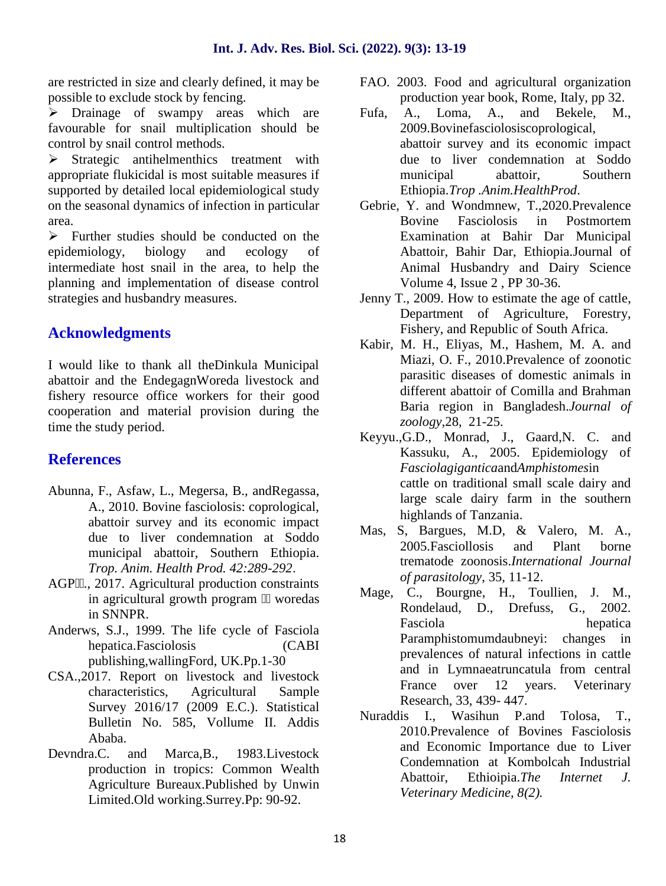are restricted in size and clearly defined, it may be possible to exclude stock by fencing.

- Drainage of swampy areas which are favourable for snail multiplication should be control by snail control methods.
- Strategic antihelmenthics treatment with appropriate flukicidal is most suitable measures if supported by detailed local epidemiological study on the seasonal dynamics of infection in particular area.
- Further studies should be conducted on the epidemiology, biology and ecology of intermediate host snail in the area, to help the planning and implementation of disease control strategies and husbandry measures.

## Acknowledgments

I would like to thank all theDinkula Municipal abattoir and the EndegagnWoreda livestock and fishery resource office workers for their good cooperation and material provision during the time the study period.

## References

Abunna, F., Asfaw, L., Megersa, B., andRegassa, A., 2010. Bovine fasciolosis: coprological, abattoir survey and its economic impact due to liver condemnation at Soddo municipal abattoir, Southern Ethiopia. *Trop. Anim. Health Prod. 42:289-292*.

AGP., 2017. Agricultural production constraints in agricultural growth program woredas in SNNPR.

Anderws, S.J., 1999. The life cycle of Fasciola hepatica.Fasciolosis (CABI publishing,wallingFord, UK.Pp.1-30

CSA.,2017. Report on livestock and livestock characteristics, Agricultural Sample Survey 2016/17 (2009 E.C.). Statistical Bulletin No. 585, Vollume II. Addis Ababa.

Devndra.C. and Marca,B., 1983.Livestock production in tropics: Common Wealth Agriculture Bureaux.Published by Unwin Limited.Old working.Surrey.Pp: 90-92.

FAO. 2003. Food and agricultural organization production year book, Rome, Italy, pp 32.

Fufa, A., Loma, A., and Bekele, M., 2009.Bovinefasciolosiscoprological, abattoir survey and its economic impact due to liver condemnation at Soddo municipal abattoir, Southern Ethiopia.*Trop .Anim.HealthProd*.

Gebrie, Y. and Wondmnew, T.,2020.Prevalence Bovine Fasciolosis in Postmortem Examination at Bahir Dar Municipal Abattoir, Bahir Dar, Ethiopia.Journal of Animal Husbandry and Dairy Science Volume 4, Issue 2 , PP 30-36.

Jenny T., 2009. How to estimate the age of cattle, Department of Agriculture, Forestry, Fishery, and Republic of South Africa.

Kabir, M. H., Eliyas, M., Hashem, M. A. and Miazi, O. F., 2010.Prevalence of zoonotic parasitic diseases of domestic animals in different abattoir of Comilla and Brahman Baria region in Bangladesh.*Journal of zoology*,28, 21-25.

Keyyu.,G.D., Monrad, J., Gaard,N. C. and Kassuku, A., 2005. Epidemiology of *Fasciolagigantica*and*Amphistomes*in cattle on traditional small scale dairy and large scale dairy farm in the southern highlands of Tanzania.

Mas, S, Bargues, M.D, & Valero, M. A., 2005.Fasciollosis and Plant borne trematode zoonosis.*International Journal of parasitology*, 35, 11-12.

Mage, C., Bourgne, H., Toullien, J. M., Rondelaud, D., Drefuss, G., 2002. Fasciola hepatica Paramphistomumdaubneyi: changes in prevalences of natural infections in cattle and in Lymnaeatruncatula from central France over 12 years. Veterinary Research, 33, 439- 447.

Nuraddis I., Wasihun P.and Tolosa, T., 2010.Prevalence of Bovines Fasciolosis and Economic Importance due to Liver Condemnation at Kombolcah Industrial Abattoir, Ethioipia.*The Internet J. Veterinary Medicine, 8(2).*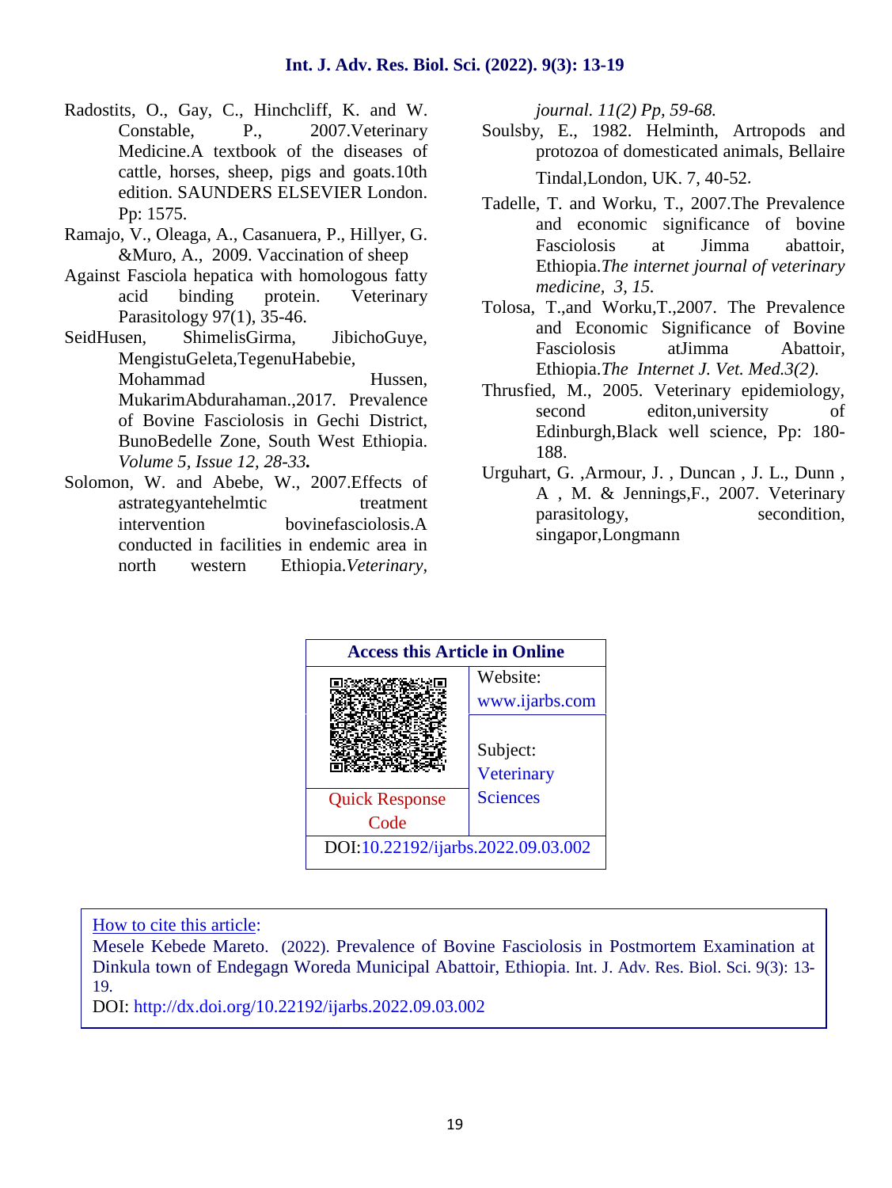Radostits, O., Gay, C., Hinchcliff, K. and W. Constable, P., 2007.Veterinary Medicine.A textbook of the diseases of cattle, horses, sheep, pigs and goats.10th edition. SAUNDERS ELSEVIER London. Pp: 1575.

Ramajo, V., Oleaga, A., Casanuera, P., Hillyer, G. &Muro, A., 2009. Vaccination of sheep

Against Fasciola hepatica with homologous fatty acid binding protein. Veterinary Parasitology 97(1), 35-46.

SeidHusen, ShimelisGirma, JibichoGuye, MengistuGeleta,TegenuHabebie, Mohammad Hussen, MukarimAbdurahaman.,2017. Prevalence of Bovine Fasciolosis in Gechi District, BunoBedelle Zone, South West Ethiopia. *Volume 5, Issue 12, 28-33.*

Solomon, W. and Abebe, W., 2007.Effects of astrategyantehelmtic treatment intervention bovinefasciolosis.A conducted in facilities in endemic area in north western Ethiopia.*Veterinary, journal. 11(2) Pp, 59-68.*

Soulsby, E., 1982. Helminth, Artropods and protozoa of domesticated animals, Bellaire Tindal,London, UK. 7, 40-52.

Tadelle, T. and Worku, T., 2007.The Prevalence and economic significance of bovine Fasciolosis at Jimma abattoir, Ethiopia.*The internet journal of veterinary medicine, 3, 15.*

Tolosa, T.,and Worku,T.,2007. The Prevalence and Economic Significance of Bovine Fasciolosis atJimma Abattoir, Ethiopia.*The Internet J. Vet. Med.3(2).*

Thrusfied, M., 2005. Veterinary epidemiology, second editon,university of Edinburgh,Black well science, Pp: 180-188.

Urguhart, G. ,Armour, J. , Duncan , J. L., Dunn , A , M. & Jennings,F., 2007. Veterinary parasitology, secondition, singapor,Longmann

| Access this Article in Online | |
|---|---|
| | Website: www.ijarbs.com |
| Quick Response Code | Subject: Veterinary Sciences |
| DOI:10.22192/ijarbs.2022.09.03.002 | |

How to cite this article:
Mesele Kebede Mareto. (2022). Prevalence of Bovine Fasciolosis in Postmortem Examination at Dinkula town of Endegagn Woreda Municipal Abattoir, Ethiopia. Int. J. Adv. Res. Biol. Sci. 9(3): 13-19.
DOI: http://dx.doi.org/10.22192/ijarbs.2022.09.03.002